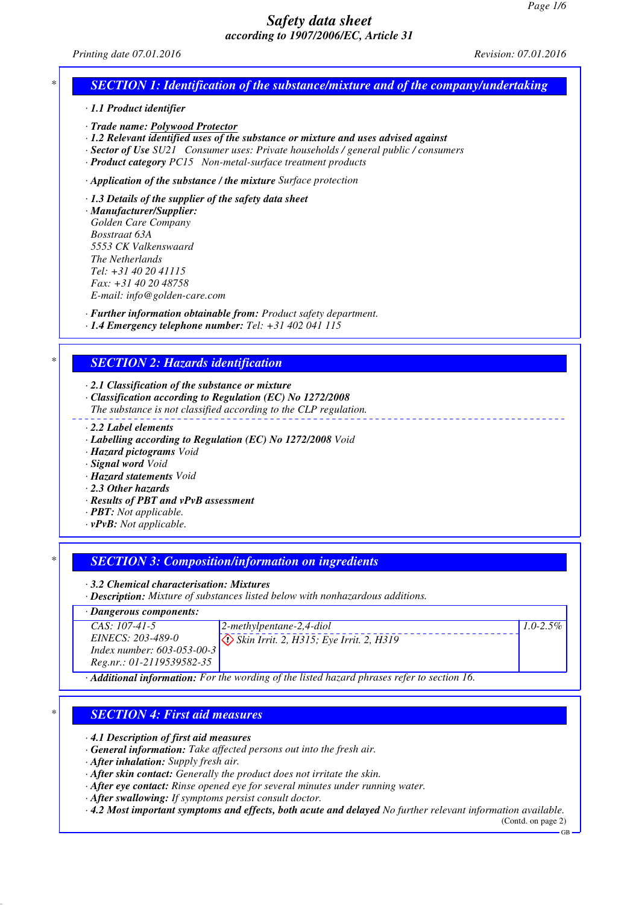# Safety data sheet
## according to 1907/2006/EC, Article 31

*Printing date 07.01.2016* *Revision: 07.01.2016*

## SECTION 1: Identification of the substance/mixture and of the company/undertaking

· **1.1 Product identifier**

· **Trade name:** Polywood Protector
· **1.2 Relevant identified uses of the substance or mixture and uses advised against**
· **Sector of Use** SU21 Consumer uses: Private households / general public / consumers
· **Product category** PC15 Non-metal-surface treatment products

· **Application of the substance / the mixture** Surface protection

· **1.3 Details of the supplier of the safety data sheet**
· **Manufacturer/Supplier:**
Golden Care Company
Bosstraat 63A
5553 CK Valkenswaard
The Netherlands
Tel: +31 40 20 41115
Fax: +31 40 20 48758
E-mail: info@golden-care.com

· **Further information obtainable from:** Product safety department.
· **1.4 Emergency telephone number:** Tel: +31 402 041 115

## SECTION 2: Hazards identification

· **2.1 Classification of the substance or mixture**
· **Classification according to Regulation (EC) No 1272/2008**
The substance is not classified according to the CLP regulation.

· **2.2 Label elements**
· **Labelling according to Regulation (EC) No 1272/2008** Void
· **Hazard pictograms** Void
· **Signal word** Void
· **Hazard statements** Void
· **2.3 Other hazards**
· **Results of PBT and vPvB assessment**
· **PBT:** Not applicable.
· **vPvB:** Not applicable.

## SECTION 3: Composition/information on ingredients

· **3.2 Chemical characterisation: Mixtures**
· **Description:** Mixture of substances listed below with nonhazardous additions.

· **Dangerous components:**

| | | |
|---|---|---|
| CAS: 107-41-5<br>EINECS: 203-489-0<br>Index number: 603-053-00-3<br>Reg.nr.: 01-2119539582-35 | 2-methylpentane-2,4-diol<br>Skin Irrit. 2, H315; Eye Irrit. 2, H319 | 1.0-2.5% |

· **Additional information:** For the wording of the listed hazard phrases refer to section 16.

## SECTION 4: First aid measures

· **4.1 Description of first aid measures**
· **General information:** Take affected persons out into the fresh air.
· **After inhalation:** Supply fresh air.
· **After skin contact:** Generally the product does not irritate the skin.
· **After eye contact:** Rinse opened eye for several minutes under running water.
· **After swallowing:** If symptoms persist consult doctor.
· **4.2 Most important symptoms and effects, both acute and delayed** No further relevant information available.

(Contd. on page 2)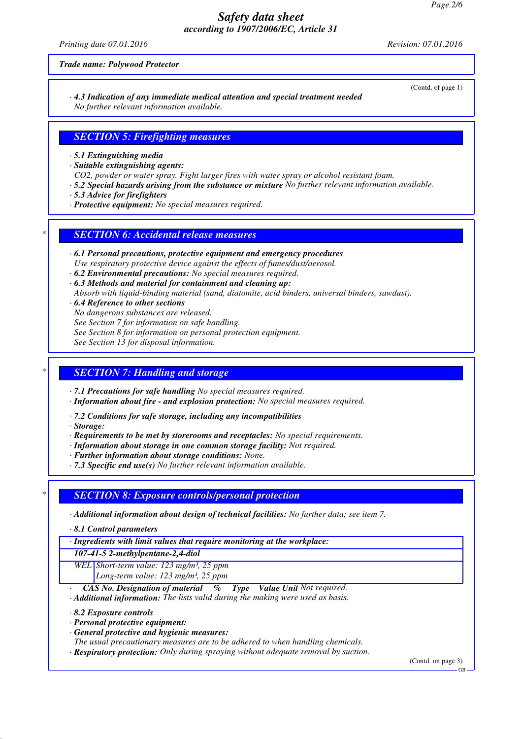Trade name: Polywood Protector

(Contd. of page 1)

· **4.3 Indication of any immediate medical attention and special treatment needed**
No further relevant information available.

## SECTION 5: Firefighting measures

· **5.1 Extinguishing media**
· **Suitable extinguishing agents:**
$CO_2$, powder or water spray. Fight larger fires with water spray or alcohol resistant foam.
· **5.2 Special hazards arising from the substance or mixture** No further relevant information available.
· **5.3 Advice for firefighters**
· **Protective equipment:** No special measures required.

## * SECTION 6: Accidental release measures

· **6.1 Personal precautions, protective equipment and emergency procedures**
Use respiratory protective device against the effects of fumes/dust/aerosol.
· **6.2 Environmental precautions:** No special measures required.
· **6.3 Methods and material for containment and cleaning up:**
Absorb with liquid-binding material (sand, diatomite, acid binders, universal binders, sawdust).
· **6.4 Reference to other sections**
No dangerous substances are released.
See Section 7 for information on safe handling.
See Section 8 for information on personal protection equipment.
See Section 13 for disposal information.

## * SECTION 7: Handling and storage

· **7.1 Precautions for safe handling** No special measures required.
· **Information about fire - and explosion protection:** No special measures required.

· **7.2 Conditions for safe storage, including any incompatibilities**
· **Storage:**
· **Requirements to be met by storerooms and receptacles:** No special requirements.
· **Information about storage in one common storage facility:** Not required.
· **Further information about storage conditions:** None.
· **7.3 Specific end use(s)** No further relevant information available.

## * SECTION 8: Exposure controls/personal protection

· **Additional information about design of technical facilities:** No further data; see item 7.

· **8.1 Control parameters**

| · Ingredients with limit values that require monitoring at the workplace: | |
|---|---|
| **107-41-5 2-methylpentane-2,4-diol** | |
| WEL | Short-term value: 123 mg/m³, 25 ppm<br>Long-term value: 123 mg/m³, 25 ppm |

· **CAS No. Designation of material % Type Value Unit** Not required.
· **Additional information:** The lists valid during the making were used as basis.

· **8.2 Exposure controls**
· **Personal protective equipment:**
· **General protective and hygienic measures:**
The usual precautionary measures are to be adhered to when handling chemicals.
· **Respiratory protection:** Only during spraying without adequate removal by suction.

(Contd. on page 3)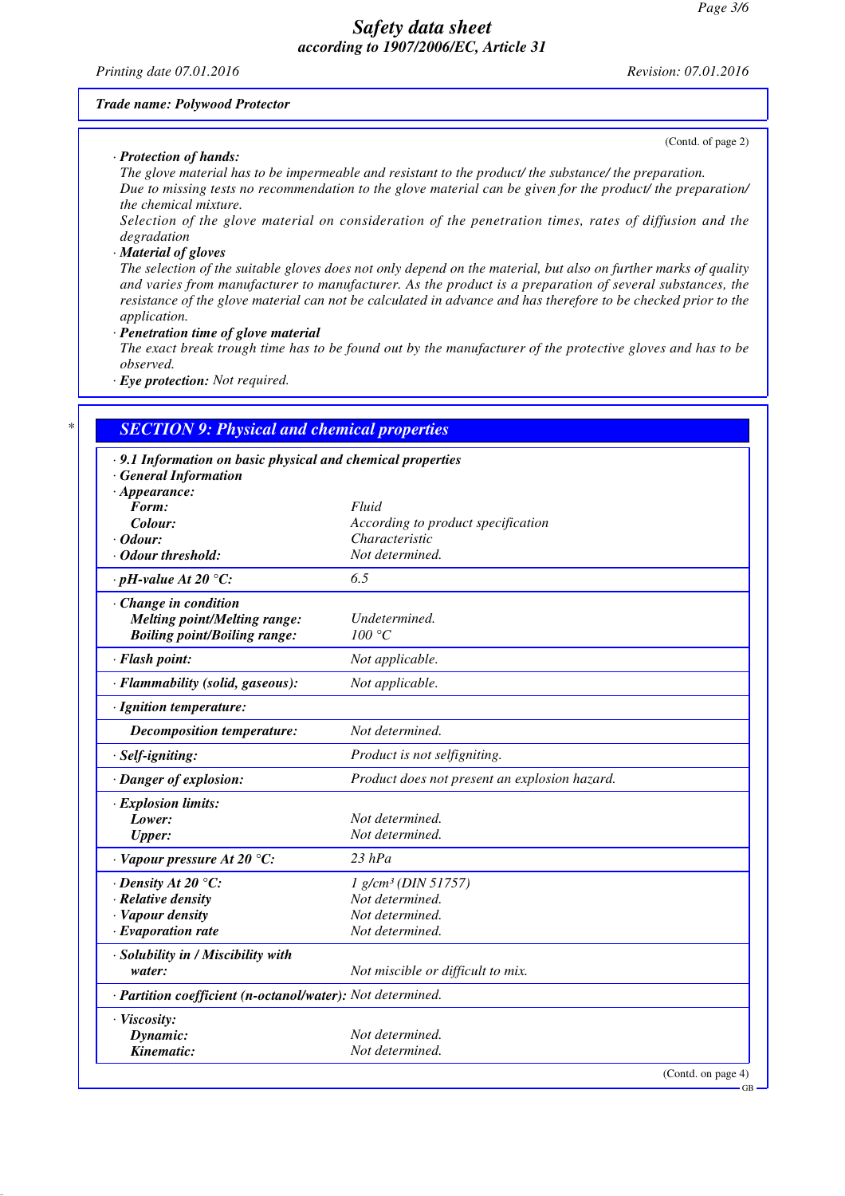**Trade name: Polywood Protector**

(Contd. of page 2)

· ***Protection of hands:***
*The glove material has to be impermeable and resistant to the product/ the substance/ the preparation.*
*Due to missing tests no recommendation to the glove material can be given for the product/ the preparation/ the chemical mixture.*
*Selection of the glove material on consideration of the penetration times, rates of diffusion and the degradation*

· ***Material of gloves***
*The selection of the suitable gloves does not only depend on the material, but also on further marks of quality and varies from manufacturer to manufacturer. As the product is a preparation of several substances, the resistance of the glove material can not be calculated in advance and has therefore to be checked prior to the application.*

· ***Penetration time of glove material***
*The exact break trough time has to be found out by the manufacturer of the protective gloves and has to be observed.*

· ***Eye protection:*** *Not required.*

## *SECTION 9: Physical and chemical properties*

· ***9.1 Information on basic physical and chemical properties***
· ***General Information***
· ***Appearance:***

| | |
|---|---|
| ***Form:*** | *Fluid* |
| ***Colour:*** | *According to product specification* |
| · ***Odour:*** | *Characteristic* |
| · ***Odour threshold:*** | *Not determined.* |
| · ***pH-value At 20 °C:*** | *6.5* |
| · ***Change in condition*** | |
| ***Melting point/Melting range:*** | *Undetermined.* |
| ***Boiling point/Boiling range:*** | *100 °C* |
| · ***Flash point:*** | *Not applicable.* |
| · ***Flammability (solid, gaseous):*** | *Not applicable.* |
| · ***Ignition temperature:*** | |
| ***Decomposition temperature:*** | *Not determined.* |
| · ***Self-igniting:*** | *Product is not selfigniting.* |
| · ***Danger of explosion:*** | *Product does not present an explosion hazard.* |
| · ***Explosion limits:*** | |
| ***Lower:*** | *Not determined.* |
| ***Upper:*** | *Not determined.* |
| · ***Vapour pressure At 20 °C:*** | *23 hPa* |
| · ***Density At 20 °C:*** | *1 g/cm³ (DIN 51757)* |
| · ***Relative density*** | *Not determined.* |
| · ***Vapour density*** | *Not determined.* |
| · ***Evaporation rate*** | *Not determined.* |
| · ***Solubility in / Miscibility with water:*** | *Not miscible or difficult to mix.* |
| · ***Partition coefficient (n-octanol/water):*** | *Not determined.* |
| · ***Viscosity:*** | |
| ***Dynamic:*** | *Not determined.* |
| ***Kinematic:*** | *Not determined.* |

(Contd. on page 4)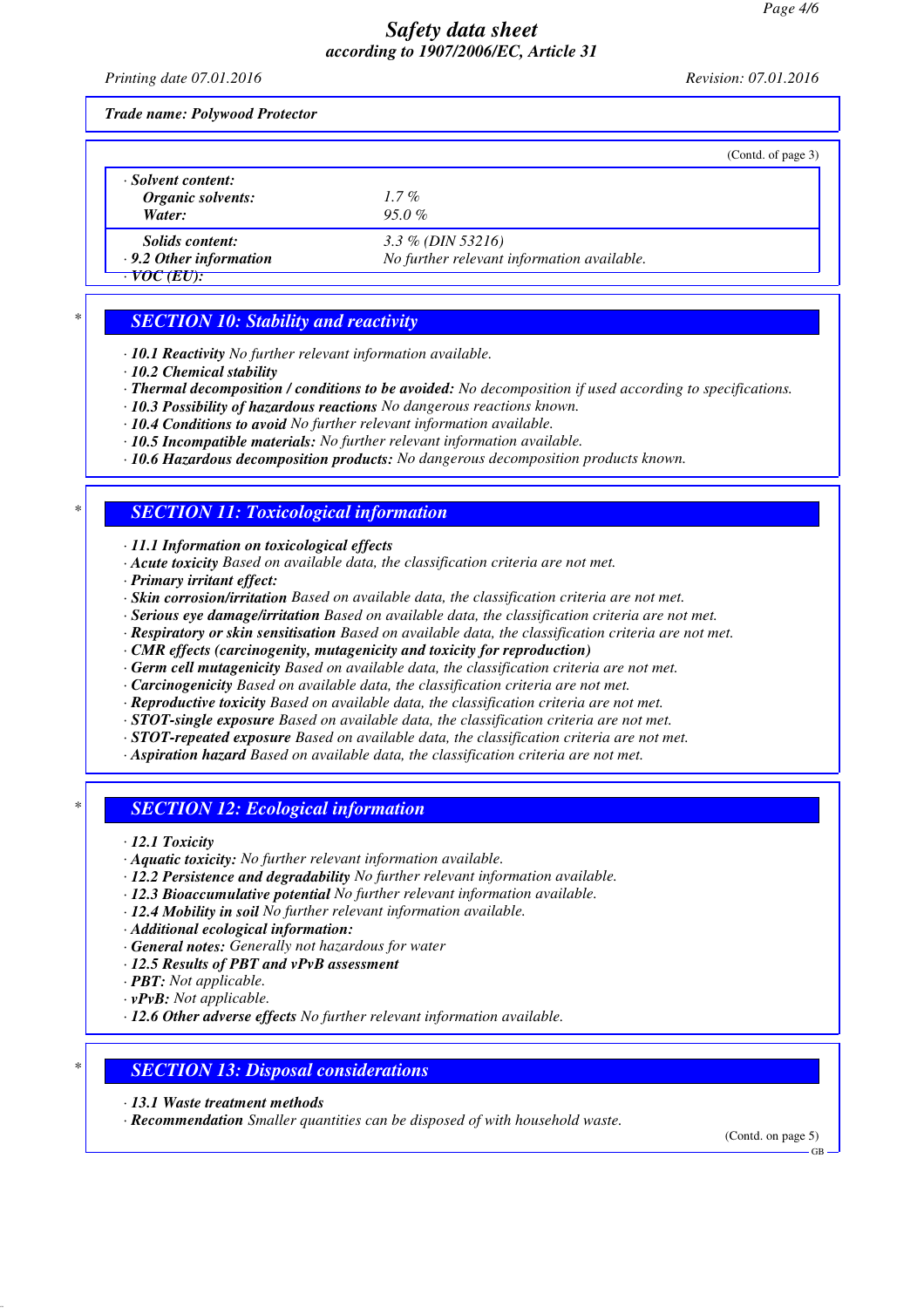**Trade name: Polywood Protector**

(Contd. of page 3)

| · **Solvent content:** | |
|---|---|
| **Organic solvents:** | 1.7 % |
| **Water:** | 95.0 % |
| **Solids content:** | 3.3 % (DIN 53216) |
| · **9.2 Other information** | No further relevant information available. |

· **VOC (EU):**

## SECTION 10: Stability and reactivity

· **10.1 Reactivity** No further relevant information available.
· **10.2 Chemical stability**
· **Thermal decomposition / conditions to be avoided:** No decomposition if used according to specifications.
· **10.3 Possibility of hazardous reactions** No dangerous reactions known.
· **10.4 Conditions to avoid** No further relevant information available.
· **10.5 Incompatible materials:** No further relevant information available.
· **10.6 Hazardous decomposition products:** No dangerous decomposition products known.

## SECTION 11: Toxicological information

· **11.1 Information on toxicological effects**
· **Acute toxicity** Based on available data, the classification criteria are not met.
· **Primary irritant effect:**
· **Skin corrosion/irritation** Based on available data, the classification criteria are not met.
· **Serious eye damage/irritation** Based on available data, the classification criteria are not met.
· **Respiratory or skin sensitisation** Based on available data, the classification criteria are not met.
· **CMR effects (carcinogenity, mutagenicity and toxicity for reproduction)**
· **Germ cell mutagenicity** Based on available data, the classification criteria are not met.
· **Carcinogenicity** Based on available data, the classification criteria are not met.
· **Reproductive toxicity** Based on available data, the classification criteria are not met.
· **STOT-single exposure** Based on available data, the classification criteria are not met.
· **STOT-repeated exposure** Based on available data, the classification criteria are not met.
· **Aspiration hazard** Based on available data, the classification criteria are not met.

## SECTION 12: Ecological information

· **12.1 Toxicity**
· **Aquatic toxicity:** No further relevant information available.
· **12.2 Persistence and degradability** No further relevant information available.
· **12.3 Bioaccumulative potential** No further relevant information available.
· **12.4 Mobility in soil** No further relevant information available.
· **Additional ecological information:**
· **General notes:** Generally not hazardous for water
· **12.5 Results of PBT and vPvB assessment**
· **PBT:** Not applicable.
· **vPvB:** Not applicable.
· **12.6 Other adverse effects** No further relevant information available.

## SECTION 13: Disposal considerations

· **13.1 Waste treatment methods**
· **Recommendation** Smaller quantities can be disposed of with household waste.

(Contd. on page 5)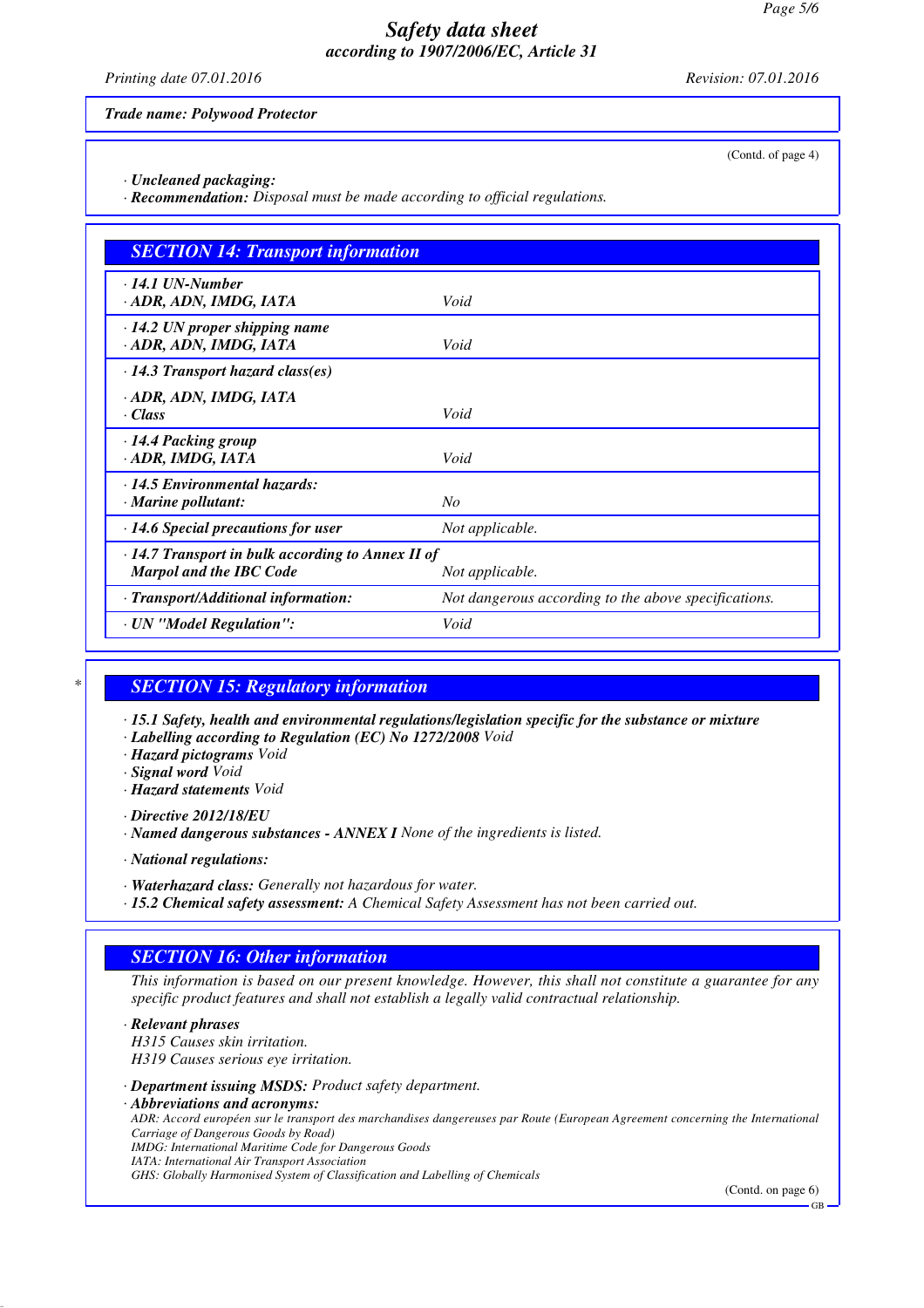Trade name: Polywood Protector

(Contd. of page 4)

· **Uncleaned packaging:**
· **Recommendation:** Disposal must be made according to official regulations.

## SECTION 14: Transport information

| | |
|---|---|
| · **14.1 UN-Number** · **ADR, ADN, IMDG, IATA** | Void |
| · **14.2 UN proper shipping name** · **ADR, ADN, IMDG, IATA** | Void |
| · **14.3 Transport hazard class(es)** · **ADR, ADN, IMDG, IATA** · **Class** | Void |
| · **14.4 Packing group** · **ADR, IMDG, IATA** | Void |
| · **14.5 Environmental hazards:** · **Marine pollutant:** | No |
| · **14.6 Special precautions for user** | Not applicable. |
| · **14.7 Transport in bulk according to Annex II of Marpol and the IBC Code** | Not applicable. |
| · **Transport/Additional information:** | Not dangerous according to the above specifications. |
| · **UN "Model Regulation":** | Void |

## SECTION 15: Regulatory information

· **15.1 Safety, health and environmental regulations/legislation specific for the substance or mixture**
· **Labelling according to Regulation (EC) No 1272/2008** Void
· **Hazard pictograms** Void
· **Signal word** Void
· **Hazard statements** Void

· **Directive 2012/18/EU**
· **Named dangerous substances - ANNEX I** None of the ingredients is listed.

· **National regulations:**

· **Waterhazard class:** Generally not hazardous for water.
· **15.2 Chemical safety assessment:** A Chemical Safety Assessment has not been carried out.

## SECTION 16: Other information

This information is based on our present knowledge. However, this shall not constitute a guarantee for any specific product features and shall not establish a legally valid contractual relationship.

· **Relevant phrases**
H315 Causes skin irritation.
H319 Causes serious eye irritation.

· **Department issuing MSDS:** Product safety department.
· **Abbreviations and acronyms:**
ADR: Accord européen sur le transport des marchandises dangereuses par Route (European Agreement concerning the International Carriage of Dangerous Goods by Road)
IMDG: International Maritime Code for Dangerous Goods
IATA: International Air Transport Association
GHS: Globally Harmonised System of Classification and Labelling of Chemicals

(Contd. on page 6)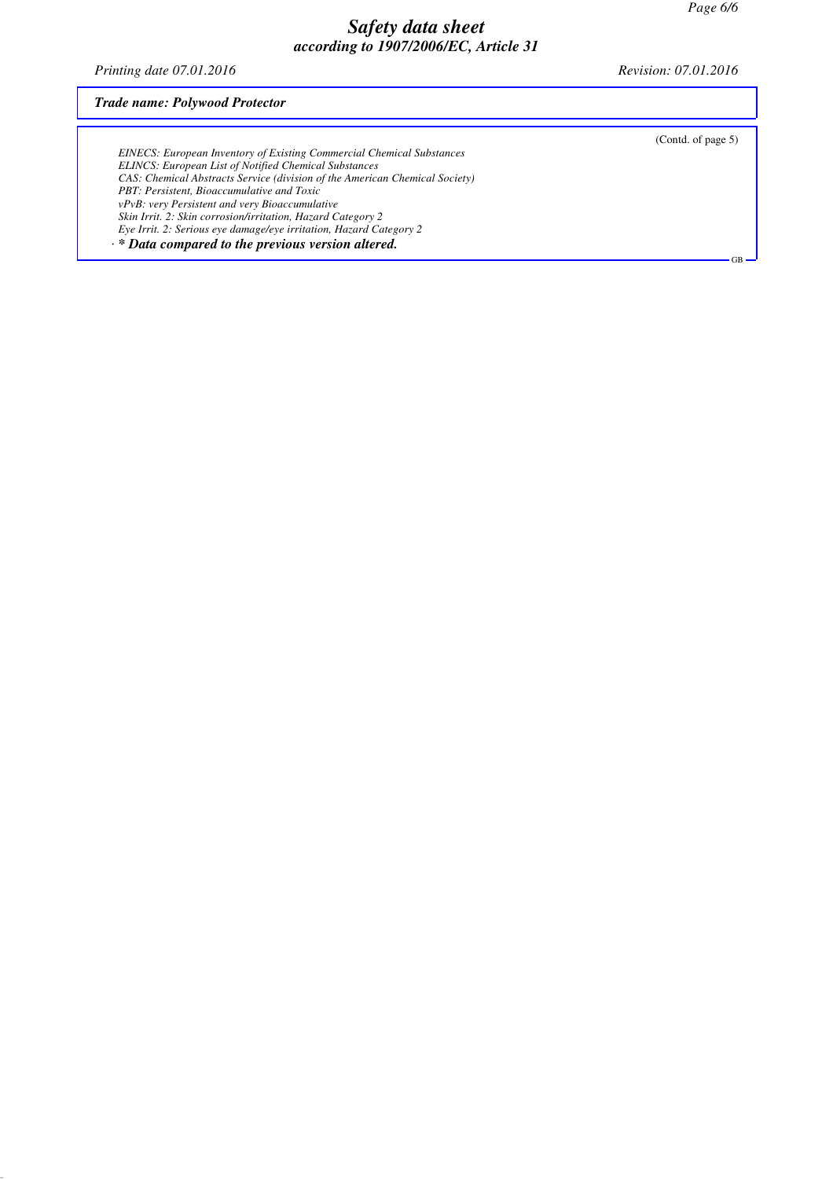*Trade name: Polywood Protector*

(Contd. of page 5)

*EINECS: European Inventory of Existing Commercial Chemical Substances*
*ELINCS: European List of Notified Chemical Substances*
*CAS: Chemical Abstracts Service (division of the American Chemical Society)*
*PBT: Persistent, Bioaccumulative and Toxic*
*vPvB: very Persistent and very Bioaccumulative*
*Skin Irrit. 2: Skin corrosion/irritation, Hazard Category 2*
*Eye Irrit. 2: Serious eye damage/eye irritation, Hazard Category 2*

· ***** Data compared to the previous version altered.**

GB